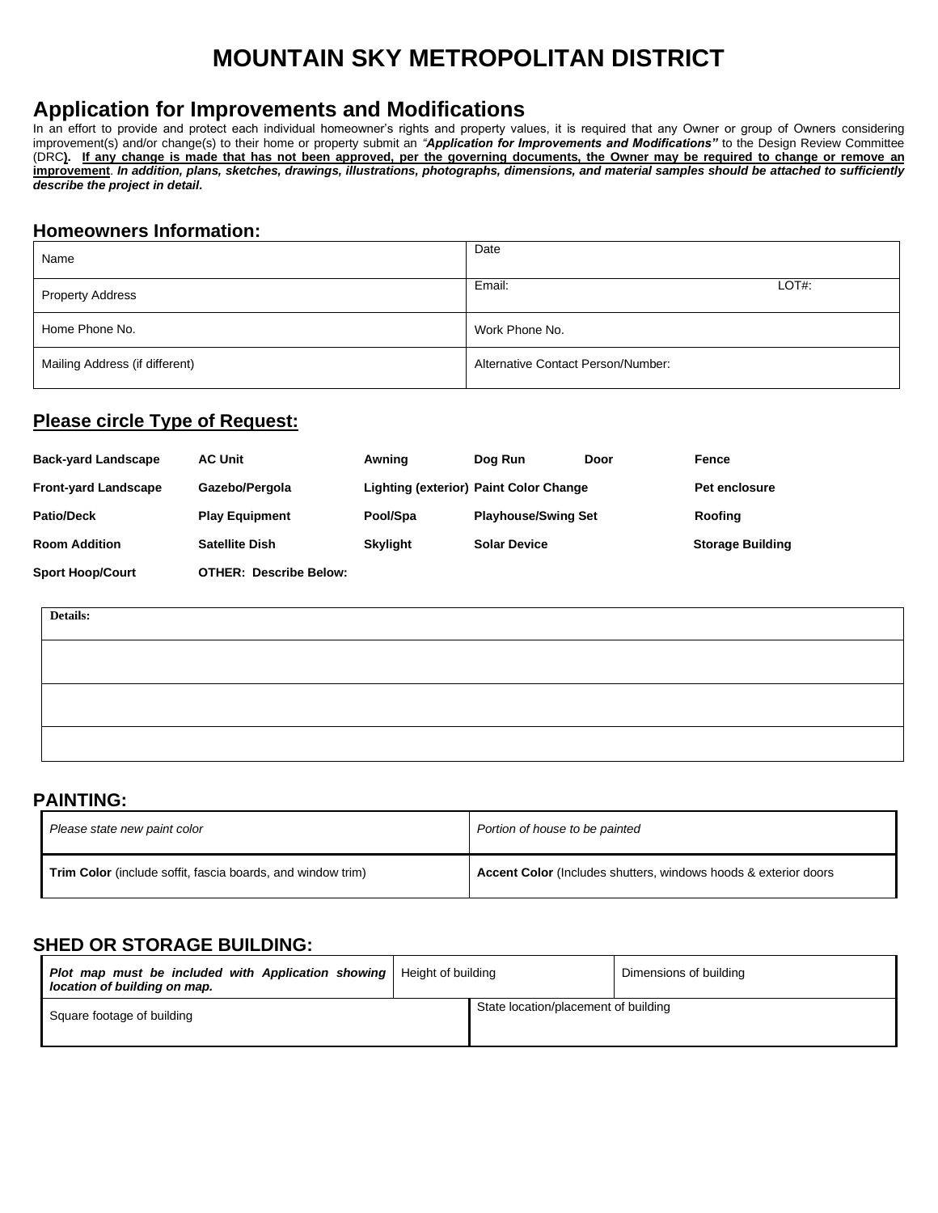# MOUNTAIN SKY METROPOLITAN DISTRICT

## Application for Improvements and Modifications

In an effort to provide and protect each individual homeowner's rights and property values, it is required that any Owner or group of Owners considering improvement(s) and/or change(s) to their home or property submit an *"**Application for Improvements and Modifications**"* to the Design Review Committee (DRC**)**. **If any change is made that has not been approved, per the governing documents, the Owner may be required to change or remove an improvement**. ***In addition, plans, sketches, drawings, illustrations, photographs, dimensions, and material samples should be attached to sufficiently describe the project in detail.***

### Homeowners Information:

| | |
|---|---|
| Name | Date |
| Property Address | Email: LOT#: |
| Home Phone No. | Work Phone No. |
| Mailing Address (if different) | Alternative Contact Person/Number: |

### Please circle Type of Request:

| | | | | | |
|---|---|---|---|---|---|
| **Back-yard Landscape** | **AC Unit** | **Awning** | **Dog Run** | **Door** | **Fence** |
| **Front-yard Landscape** | **Gazebo/Pergola** | **Lighting (exterior)** | **Paint Color Change** | | **Pet enclosure** |
| **Patio/Deck** | **Play Equipment** | **Pool/Spa** | **Playhouse/Swing Set** | | **Roofing** |
| **Room Addition** | **Satellite Dish** | **Skylight** | **Solar Device** | | **Storage Building** |
| **Sport Hoop/Court** | **OTHER: Describe Below:** | | | | |

| **Details:** |
|---|
| |
| |
| |

### PAINTING:

| | |
|---|---|
| *Please state new paint color* | *Portion of house to be painted* |
| **Trim Color** (include soffit, fascia boards, and window trim) | **Accent Color** (Includes shutters, windows hoods & exterior doors |

### SHED OR STORAGE BUILDING:

| | | |
|---|---|---|
| ***Plot map must be included with Application showing location of building on map.*** | Height of building | Dimensions of building |
| Square footage of building | State location/placement of building | |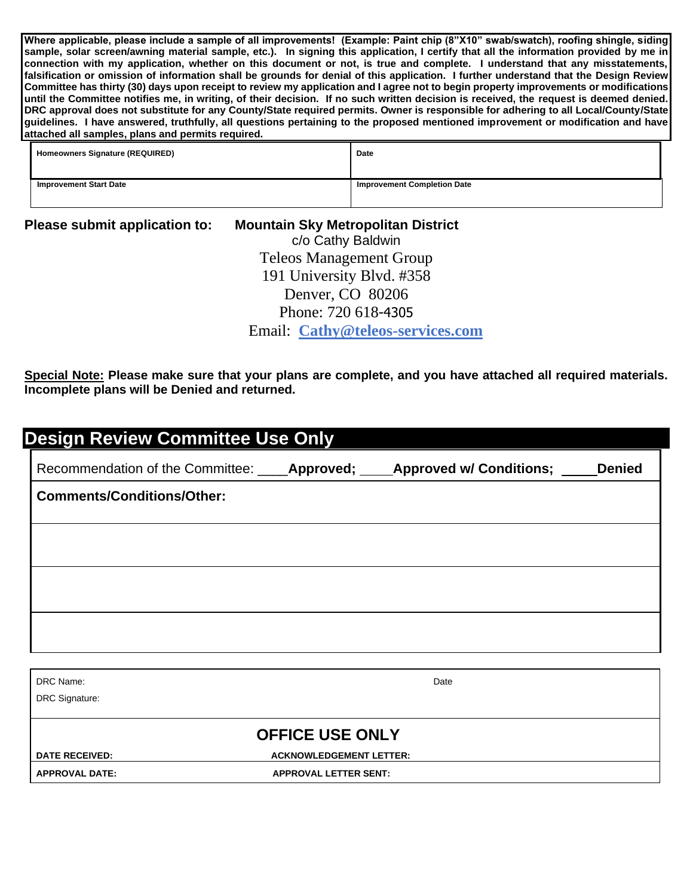**Where applicable, please include a sample of all improvements! (Example: Paint chip (8"X10" swab/swatch), roofing shingle, siding sample, solar screen/awning material sample, etc.). In signing this application, I certify that all the information provided by me in connection with my application, whether on this document or not, is true and complete. I understand that any misstatements, falsification or omission of information shall be grounds for denial of this application. I further understand that the Design Review Committee has thirty (30) days upon receipt to review my application and I agree not to begin property improvements or modifications until the Committee notifies me, in writing, of their decision. If no such written decision is received, the request is deemed denied. DRC approval does not substitute for any County/State required permits. Owner is responsible for adhering to all Local/County/State guidelines. I have answered, truthfully, all questions pertaining to the proposed mentioned improvement or modification and have attached all samples, plans and permits required.**

| | |
|---|---|
| **Homeowners Signature (REQUIRED)** | **Date** |
| **Improvement Start Date** | **Improvement Completion Date** |

**Please submit application to:** **Mountain Sky Metropolitan District**
c/o Cathy Baldwin
Teleos Management Group
191 University Blvd. #358
Denver, CO 80206
Phone: 720 618-4305
Email: **Cathy@teleos-services.com**

**Special Note: Please make sure that your plans are complete, and you have attached all required materials. Incomplete plans will be Denied and returned.**

## Design Review Committee Use Only

Recommendation of the Committee: ____**Approved;** ____**Approved w/ Conditions;** _____**Denied**

**Comments/Conditions/Other:**

| | |
|---|---|
| DRC Name: | Date |
| DRC Signature: | |

### OFFICE USE ONLY

| | |
|---|---|
| **DATE RECEIVED:** | **ACKNOWLEDGEMENT LETTER:** |
| **APPROVAL DATE:** | **APPROVAL LETTER SENT:** |